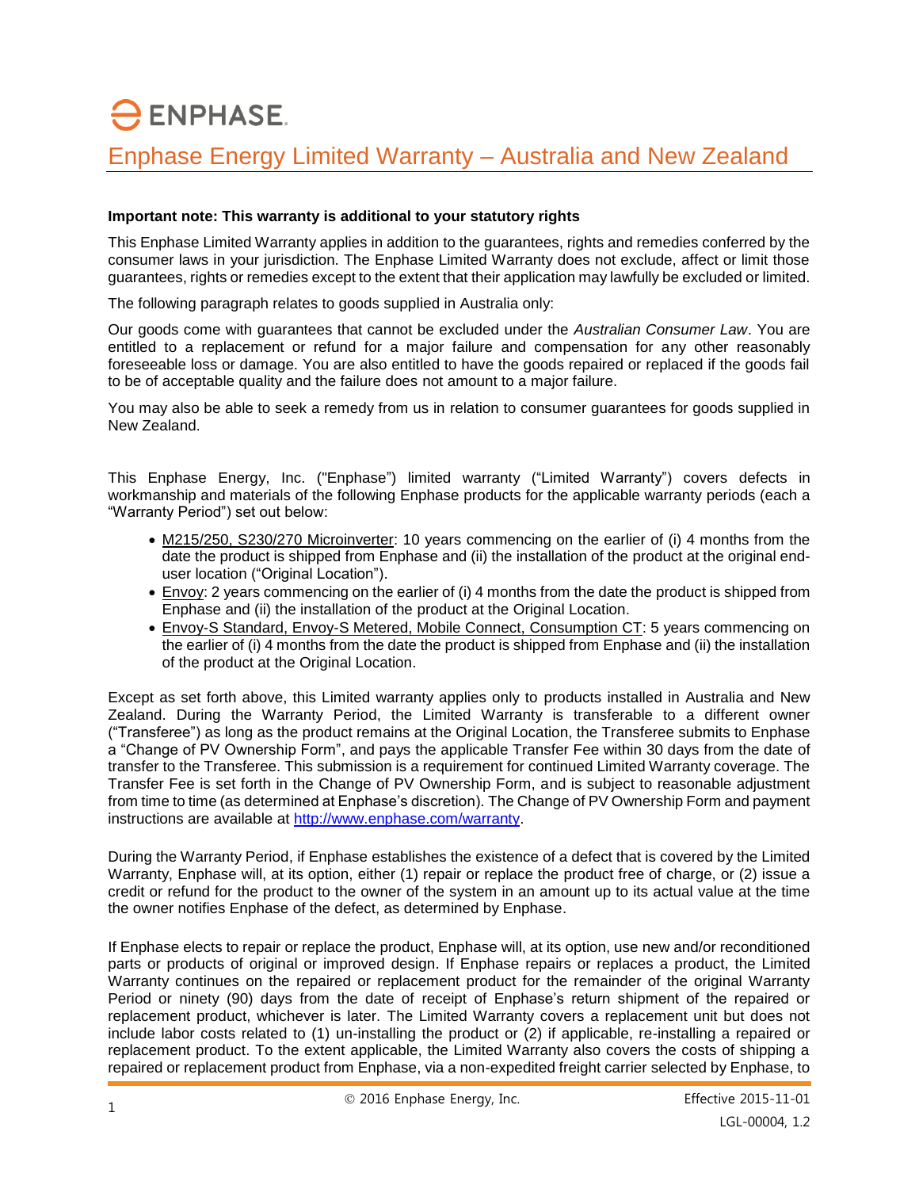# ENPHASE

## Enphase Energy Limited Warranty – Australia and New Zealand

**Important note: This warranty is additional to your statutory rights**

This Enphase Limited Warranty applies in addition to the guarantees, rights and remedies conferred by the consumer laws in your jurisdiction. The Enphase Limited Warranty does not exclude, affect or limit those guarantees, rights or remedies except to the extent that their application may lawfully be excluded or limited.

The following paragraph relates to goods supplied in Australia only:

Our goods come with guarantees that cannot be excluded under the *Australian Consumer Law*. You are entitled to a replacement or refund for a major failure and compensation for any other reasonably foreseeable loss or damage. You are also entitled to have the goods repaired or replaced if the goods fail to be of acceptable quality and the failure does not amount to a major failure.

You may also be able to seek a remedy from us in relation to consumer guarantees for goods supplied in New Zealand.

This Enphase Energy, Inc. ("Enphase") limited warranty ("Limited Warranty") covers defects in workmanship and materials of the following Enphase products for the applicable warranty periods (each a "Warranty Period") set out below:

- <u>M215/250, S230/270 Microinverter</u>: 10 years commencing on the earlier of (i) 4 months from the date the product is shipped from Enphase and (ii) the installation of the product at the original end-user location ("Original Location").
- <u>Envoy</u>: 2 years commencing on the earlier of (i) 4 months from the date the product is shipped from Enphase and (ii) the installation of the product at the Original Location.
- <u>Envoy-S Standard, Envoy-S Metered, Mobile Connect, Consumption CT</u>: 5 years commencing on the earlier of (i) 4 months from the date the product is shipped from Enphase and (ii) the installation of the product at the Original Location.

Except as set forth above, this Limited warranty applies only to products installed in Australia and New Zealand. During the Warranty Period, the Limited Warranty is transferable to a different owner ("Transferee") as long as the product remains at the Original Location, the Transferee submits to Enphase a "Change of PV Ownership Form", and pays the applicable Transfer Fee within 30 days from the date of transfer to the Transferee. This submission is a requirement for continued Limited Warranty coverage. The Transfer Fee is set forth in the Change of PV Ownership Form, and is subject to reasonable adjustment from time to time (as determined at Enphase's discretion). The Change of PV Ownership Form and payment instructions are available at http://www.enphase.com/warranty.

During the Warranty Period, if Enphase establishes the existence of a defect that is covered by the Limited Warranty, Enphase will, at its option, either (1) repair or replace the product free of charge, or (2) issue a credit or refund for the product to the owner of the system in an amount up to its actual value at the time the owner notifies Enphase of the defect, as determined by Enphase.

If Enphase elects to repair or replace the product, Enphase will, at its option, use new and/or reconditioned parts or products of original or improved design. If Enphase repairs or replaces a product, the Limited Warranty continues on the repaired or replacement product for the remainder of the original Warranty Period or ninety (90) days from the date of receipt of Enphase's return shipment of the repaired or replacement product, whichever is later. The Limited Warranty covers a replacement unit but does not include labor costs related to (1) un-installing the product or (2) if applicable, re-installing a repaired or replacement product. To the extent applicable, the Limited Warranty also covers the costs of shipping a repaired or replacement product from Enphase, via a non-expedited freight carrier selected by Enphase, to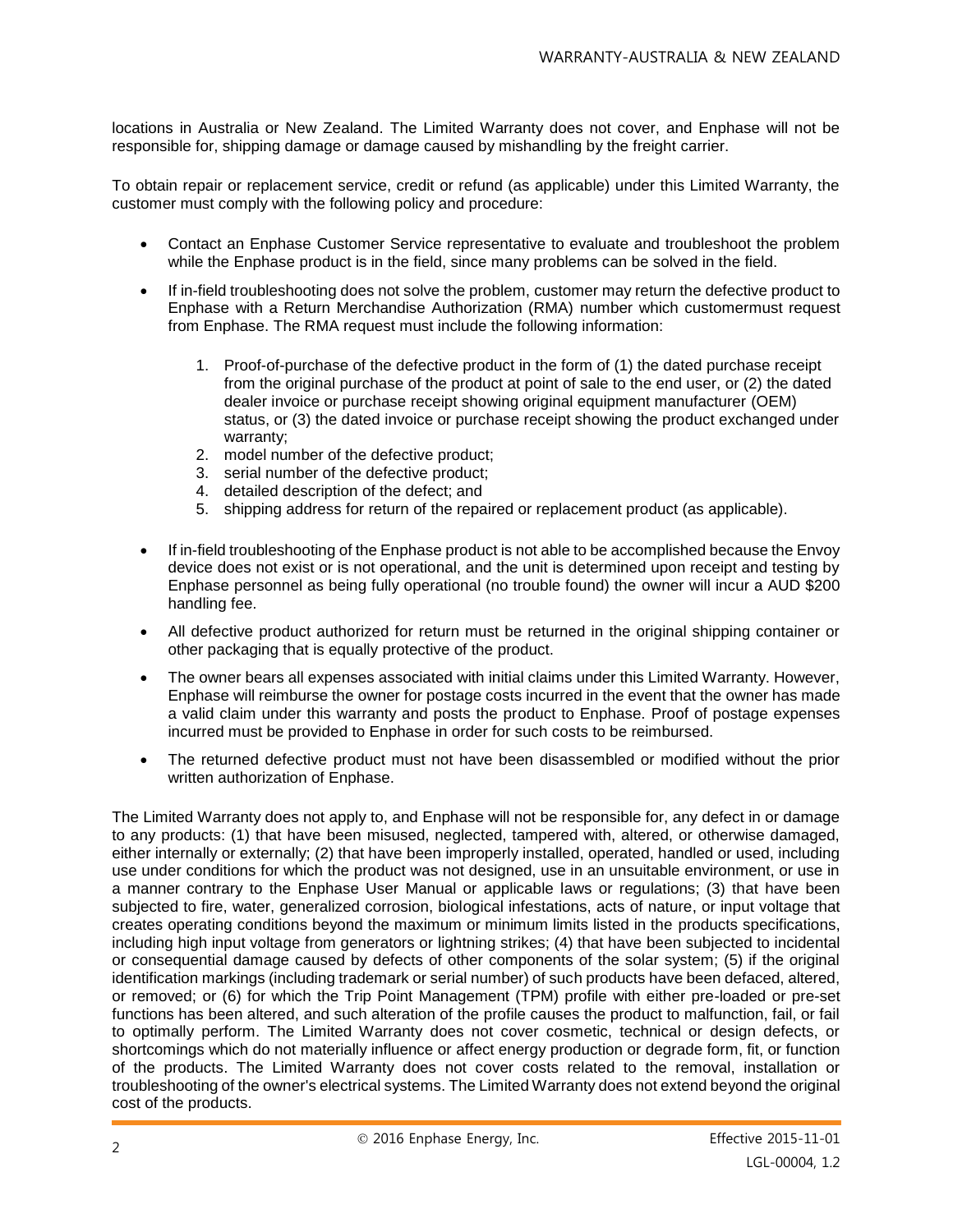locations in Australia or New Zealand. The Limited Warranty does not cover, and Enphase will not be responsible for, shipping damage or damage caused by mishandling by the freight carrier.

To obtain repair or replacement service, credit or refund (as applicable) under this Limited Warranty, the customer must comply with the following policy and procedure:

- Contact an Enphase Customer Service representative to evaluate and troubleshoot the problem while the Enphase product is in the field, since many problems can be solved in the field.
- If in-field troubleshooting does not solve the problem, customer may return the defective product to Enphase with a Return Merchandise Authorization (RMA) number which customermust request from Enphase. The RMA request must include the following information:
    1. Proof-of-purchase of the defective product in the form of (1) the dated purchase receipt from the original purchase of the product at point of sale to the end user, or (2) the dated dealer invoice or purchase receipt showing original equipment manufacturer (OEM) status, or (3) the dated invoice or purchase receipt showing the product exchanged under warranty;
    2. model number of the defective product;
    3. serial number of the defective product;
    4. detailed description of the defect; and
    5. shipping address for return of the repaired or replacement product (as applicable).
- If in-field troubleshooting of the Enphase product is not able to be accomplished because the Envoy device does not exist or is not operational, and the unit is determined upon receipt and testing by Enphase personnel as being fully operational (no trouble found) the owner will incur a AUD $200 handling fee.
- All defective product authorized for return must be returned in the original shipping container or other packaging that is equally protective of the product.
- The owner bears all expenses associated with initial claims under this Limited Warranty. However, Enphase will reimburse the owner for postage costs incurred in the event that the owner has made a valid claim under this warranty and posts the product to Enphase. Proof of postage expenses incurred must be provided to Enphase in order for such costs to be reimbursed.
- The returned defective product must not have been disassembled or modified without the prior written authorization of Enphase.

The Limited Warranty does not apply to, and Enphase will not be responsible for, any defect in or damage to any products: (1) that have been misused, neglected, tampered with, altered, or otherwise damaged, either internally or externally; (2) that have been improperly installed, operated, handled or used, including use under conditions for which the product was not designed, use in an unsuitable environment, or use in a manner contrary to the Enphase User Manual or applicable laws or regulations; (3) that have been subjected to fire, water, generalized corrosion, biological infestations, acts of nature, or input voltage that creates operating conditions beyond the maximum or minimum limits listed in the products specifications, including high input voltage from generators or lightning strikes; (4) that have been subjected to incidental or consequential damage caused by defects of other components of the solar system; (5) if the original identification markings (including trademark or serial number) of such products have been defaced, altered, or removed; or (6) for which the Trip Point Management (TPM) profile with either pre-loaded or pre-set functions has been altered, and such alteration of the profile causes the product to malfunction, fail, or fail to optimally perform. The Limited Warranty does not cover cosmetic, technical or design defects, or shortcomings which do not materially influence or affect energy production or degrade form, fit, or function of the products. The Limited Warranty does not cover costs related to the removal, installation or troubleshooting of the owner's electrical systems. The Limited Warranty does not extend beyond the original cost of the products.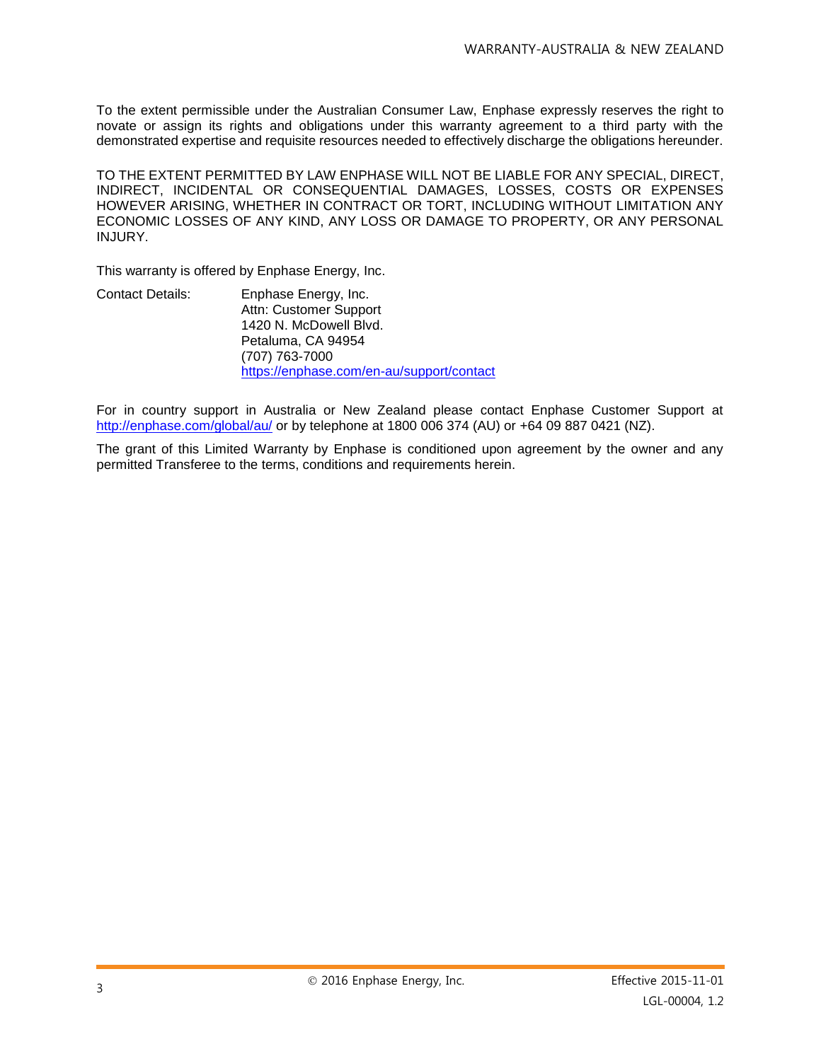To the extent permissible under the Australian Consumer Law, Enphase expressly reserves the right to novate or assign its rights and obligations under this warranty agreement to a third party with the demonstrated expertise and requisite resources needed to effectively discharge the obligations hereunder.

TO THE EXTENT PERMITTED BY LAW ENPHASE WILL NOT BE LIABLE FOR ANY SPECIAL, DIRECT, INDIRECT, INCIDENTAL OR CONSEQUENTIAL DAMAGES, LOSSES, COSTS OR EXPENSES HOWEVER ARISING, WHETHER IN CONTRACT OR TORT, INCLUDING WITHOUT LIMITATION ANY ECONOMIC LOSSES OF ANY KIND, ANY LOSS OR DAMAGE TO PROPERTY, OR ANY PERSONAL INJURY.

This warranty is offered by Enphase Energy, Inc.

Contact Details:
Enphase Energy, Inc.
Attn: Customer Support
1420 N. McDowell Blvd.
Petaluma, CA 94954
(707) 763-7000
https://enphase.com/en-au/support/contact

For in country support in Australia or New Zealand please contact Enphase Customer Support at http://enphase.com/global/au/ or by telephone at 1800 006 374 (AU) or +64 09 887 0421 (NZ).

The grant of this Limited Warranty by Enphase is conditioned upon agreement by the owner and any permitted Transferee to the terms, conditions and requirements herein.